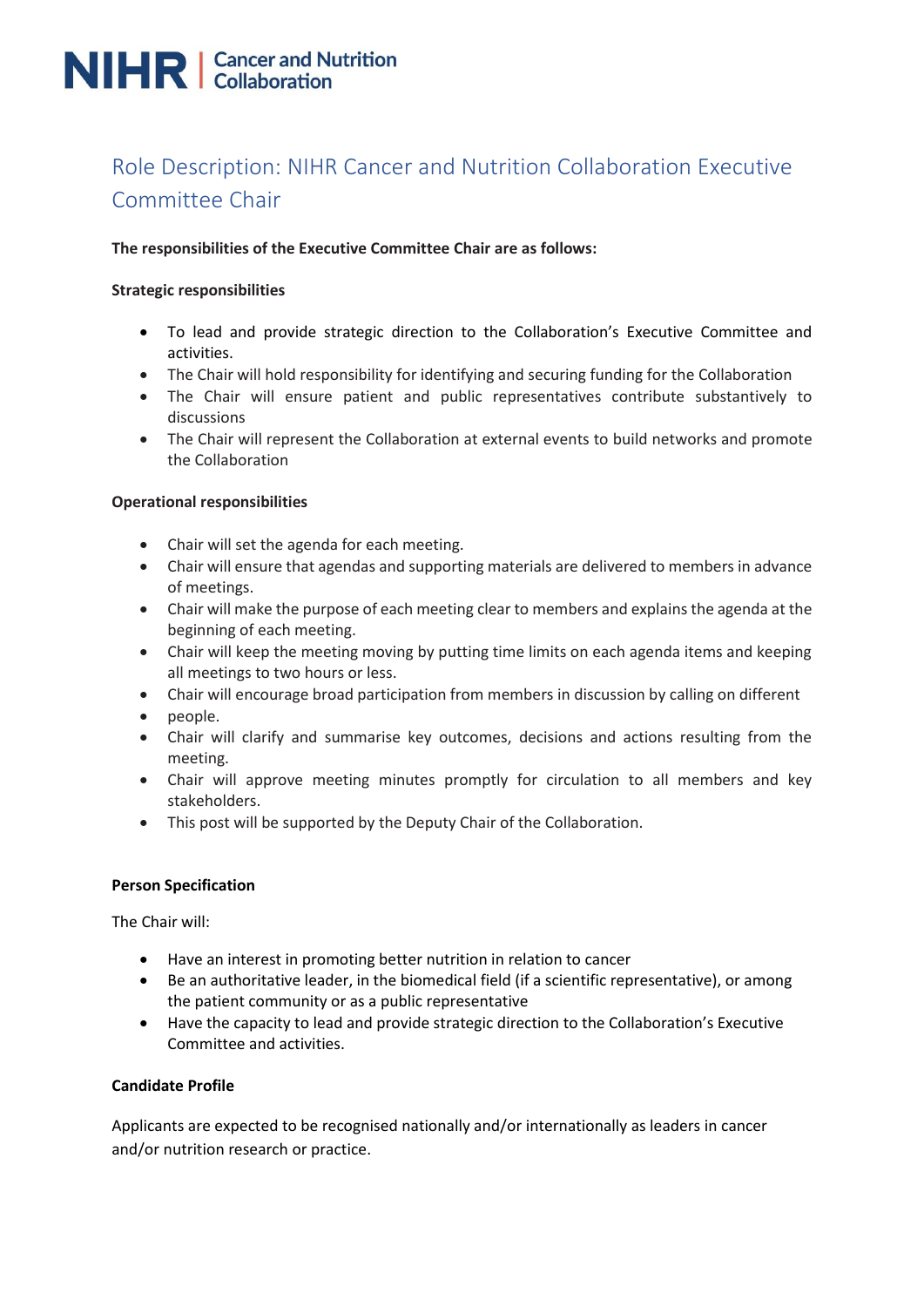NIHR | Cancer and Nutrition Collaboration

# Role Description: NIHR Cancer and Nutrition Collaboration Executive Committee Chair

**The responsibilities of the Executive Committee Chair are as follows:**

**Strategic responsibilities**

- To lead and provide strategic direction to the Collaboration's Executive Committee and activities.
- The Chair will hold responsibility for identifying and securing funding for the Collaboration
- The Chair will ensure patient and public representatives contribute substantively to discussions
- The Chair will represent the Collaboration at external events to build networks and promote the Collaboration

**Operational responsibilities**

- Chair will set the agenda for each meeting.
- Chair will ensure that agendas and supporting materials are delivered to members in advance of meetings.
- Chair will make the purpose of each meeting clear to members and explains the agenda at the beginning of each meeting.
- Chair will keep the meeting moving by putting time limits on each agenda items and keeping all meetings to two hours or less.
- Chair will encourage broad participation from members in discussion by calling on different
- people.
- Chair will clarify and summarise key outcomes, decisions and actions resulting from the meeting.
- Chair will approve meeting minutes promptly for circulation to all members and key stakeholders.
- This post will be supported by the Deputy Chair of the Collaboration.

**Person Specification**

The Chair will:

- Have an interest in promoting better nutrition in relation to cancer
- Be an authoritative leader, in the biomedical field (if a scientific representative), or among the patient community or as a public representative
- Have the capacity to lead and provide strategic direction to the Collaboration's Executive Committee and activities.

**Candidate Profile**

Applicants are expected to be recognised nationally and/or internationally as leaders in cancer and/or nutrition research or practice.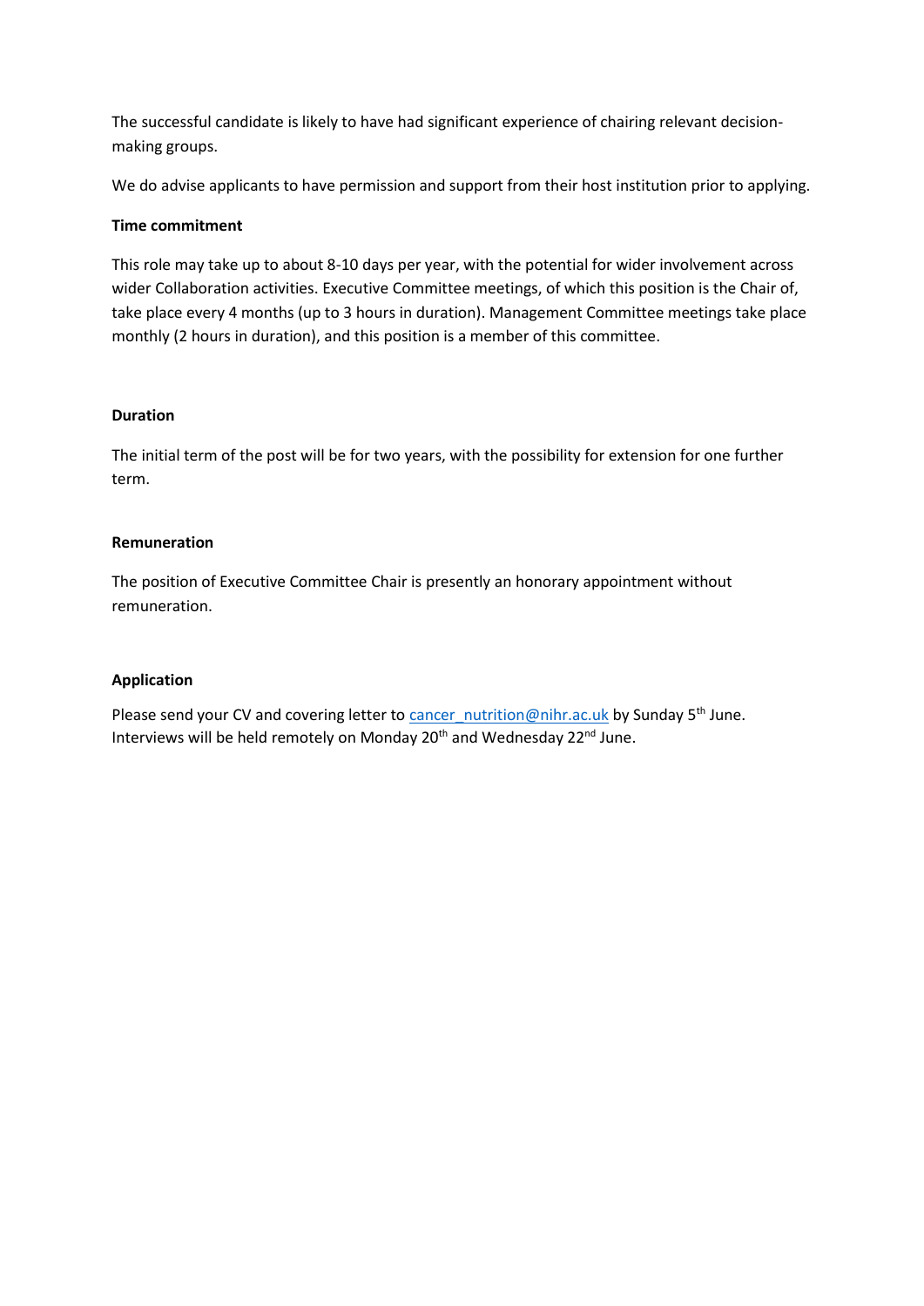The successful candidate is likely to have had significant experience of chairing relevant decision-making groups.

We do advise applicants to have permission and support from their host institution prior to applying.

**Time commitment**

This role may take up to about 8-10 days per year, with the potential for wider involvement across wider Collaboration activities. Executive Committee meetings, of which this position is the Chair of, take place every 4 months (up to 3 hours in duration). Management Committee meetings take place monthly (2 hours in duration), and this position is a member of this committee.

**Duration**

The initial term of the post will be for two years, with the possibility for extension for one further term.

**Remuneration**

The position of Executive Committee Chair is presently an honorary appointment without remuneration.

**Application**

Please send your CV and covering letter to cancer_nutrition@nihr.ac.uk by Sunday 5th June. Interviews will be held remotely on Monday 20th and Wednesday 22nd June.